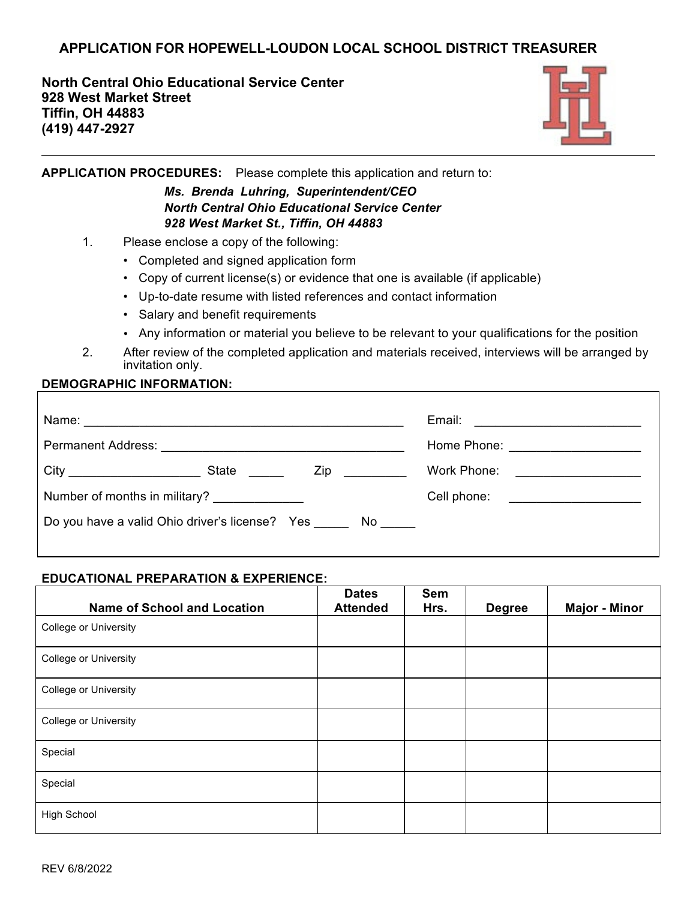# APPLICATION FOR HOPEWELL-LOUDON LOCAL SCHOOL DISTRICT TREASURER

**North Central Ohio Educational Service Center**
**928 West Market Street**
**Tiffin, OH 44883**
**(419) 447-2927**

---

**APPLICATION PROCEDURES:** Please complete this application and return to:

***Ms. Brenda Luhring, Superintendent/CEO***
***North Central Ohio Educational Service Center***
***928 West Market St., Tiffin, OH 44883***

1. Please enclose a copy of the following:
   - Completed and signed application form
   - Copy of current license(s) or evidence that one is available (if applicable)
   - Up-to-date resume with listed references and contact information
   - Salary and benefit requirements
   - Any information or material you believe to be relevant to your qualifications for the position
2. After review of the completed application and materials received, interviews will be arranged by invitation only.

**DEMOGRAPHIC INFORMATION:**

Name: ______________________________________________ Email: ________________________

Permanent Address: ___________________________________ Home Phone: __________________

City __________________ State _____ Zip _________ Work Phone: _________________

Number of months in military? ____________ Cell phone: __________________

Do you have a valid Ohio driver's license? Yes _____ No _____

**EDUCATIONAL PREPARATION & EXPERIENCE:**

| Name of School and Location | Dates Attended | Sem Hrs. | Degree | Major - Minor |
|---|---|---|---|---|
| College or University | | | | |
| College or University | | | | |
| College or University | | | | |
| College or University | | | | |
| Special | | | | |
| Special | | | | |
| High School | | | | |

REV 6/8/2022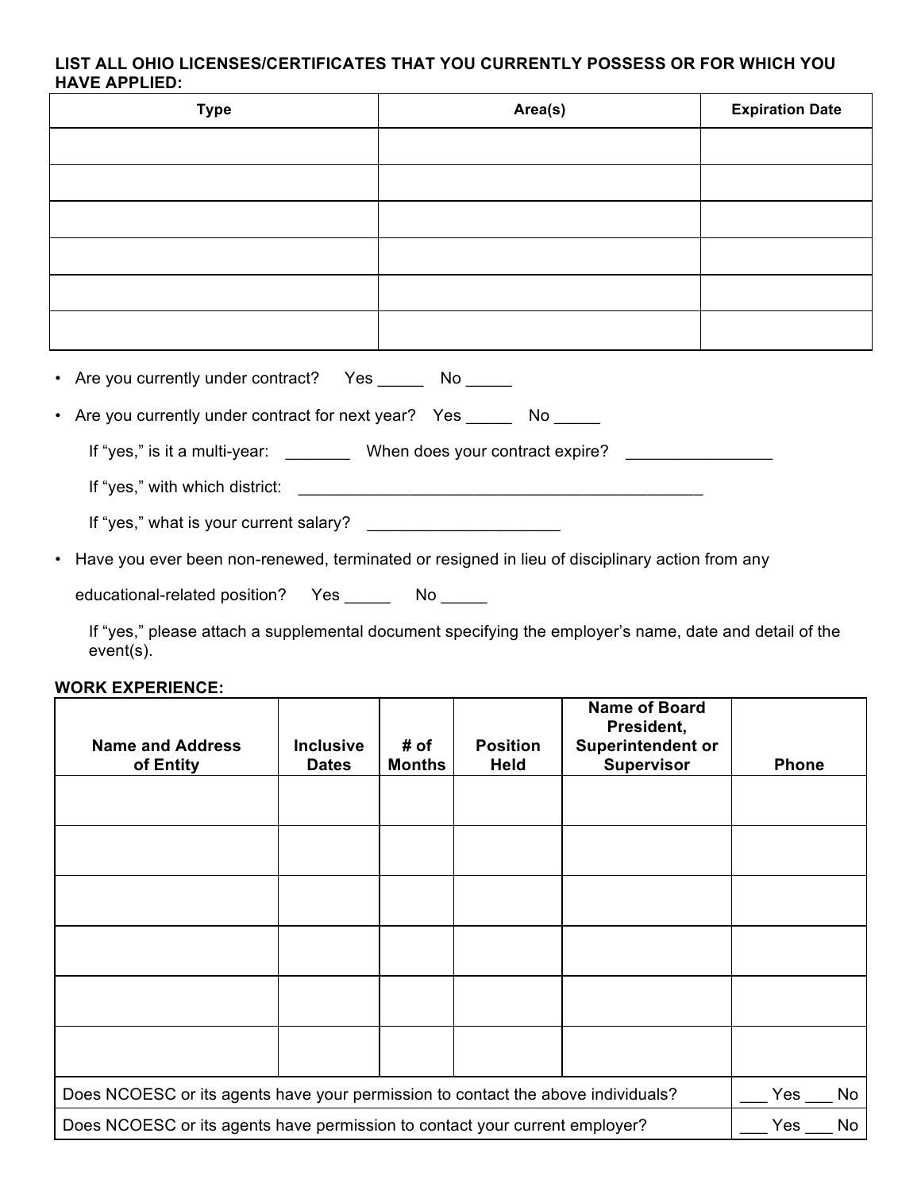**LIST ALL OHIO LICENSES/CERTIFICATES THAT YOU CURRENTLY POSSESS OR FOR WHICH YOU HAVE APPLIED:**

| Type | Area(s) | Expiration Date |
|---|---|---|
| | | |
| | | |
| | | |
| | | |
| | | |
| | | |

- Are you currently under contract? Yes _____ No _____
- Are you currently under contract for next year? Yes _____ No _____

  If "yes," is it a multi-year: _______ When does your contract expire? ________________

  If "yes," with which district: ______________________________________________

  If "yes," what is your current salary? _____________________

- Have you ever been non-renewed, terminated or resigned in lieu of disciplinary action from any educational-related position? Yes _____ No _____

  If "yes," please attach a supplemental document specifying the employer's name, date and detail of the event(s).

**WORK EXPERIENCE:**

| Name and Address of Entity | Inclusive Dates | # of Months | Position Held | Name of Board President, Superintendent or Supervisor | Phone |
|---|---|---|---|---|---|
| | | | | | |
| | | | | | |
| | | | | | |
| | | | | | |
| | | | | | |
| | | | | | |
| Does NCOESC or its agents have your permission to contact the above individuals? | | | | | ___ Yes ___ No |
| Does NCOESC or its agents have permission to contact your current employer? | | | | | ___ Yes ___ No |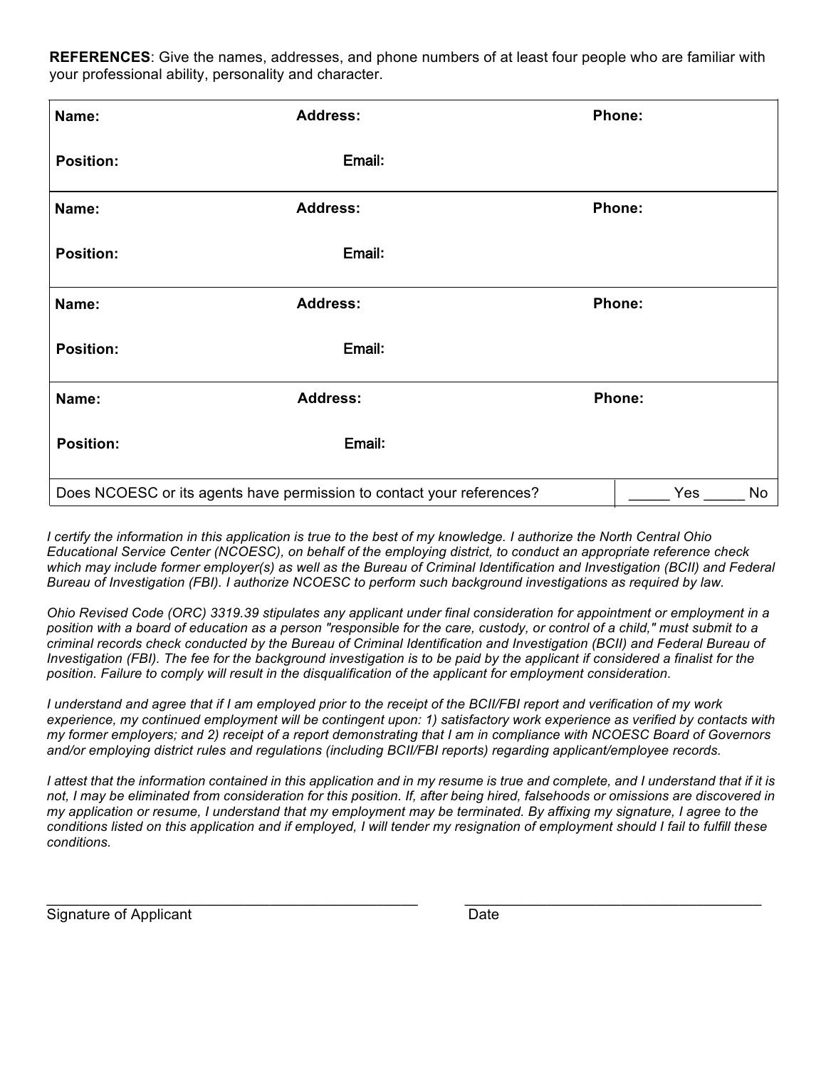**REFERENCES**: Give the names, addresses, and phone numbers of at least four people who are familiar with your professional ability, personality and character.

| **Name:** | **Address:** | **Phone:** |
|---|---|---|
| **Position:** | **Email:** | |
| **Name:** | **Address:** | **Phone:** |
| **Position:** | **Email:** | |
| **Name:** | **Address:** | **Phone:** |
| **Position:** | **Email:** | |
| **Name:** | **Address:** | **Phone:** |
| **Position:** | **Email:** | |

| Does NCOESC or its agents have permission to contact your references? | _____ Yes _____ No |
|---|---|

*I certify the information in this application is true to the best of my knowledge. I authorize the North Central Ohio Educational Service Center (NCOESC), on behalf of the employing district, to conduct an appropriate reference check which may include former employer(s) as well as the Bureau of Criminal Identification and Investigation (BCII) and Federal Bureau of Investigation (FBI). I authorize NCOESC to perform such background investigations as required by law.*

*Ohio Revised Code (ORC) 3319.39 stipulates any applicant under final consideration for appointment or employment in a position with a board of education as a person "responsible for the care, custody, or control of a child," must submit to a criminal records check conducted by the Bureau of Criminal Identification and Investigation (BCII) and Federal Bureau of Investigation (FBI). The fee for the background investigation is to be paid by the applicant if considered a finalist for the position. Failure to comply will result in the disqualification of the applicant for employment consideration.*

*I understand and agree that if I am employed prior to the receipt of the BCII/FBI report and verification of my work experience, my continued employment will be contingent upon: 1) satisfactory work experience as verified by contacts with my former employers; and 2) receipt of a report demonstrating that I am in compliance with NCOESC Board of Governors and/or employing district rules and regulations (including BCII/FBI reports) regarding applicant/employee records.*

*I attest that the information contained in this application and in my resume is true and complete, and I understand that if it is not, I may be eliminated from consideration for this position. If, after being hired, falsehoods or omissions are discovered in my application or resume, I understand that my employment may be terminated. By affixing my signature, I agree to the conditions listed on this application and if employed, I will tender my resignation of employment should I fail to fulfill these conditions.*

_______________________________________________ Signature of Applicant

_______________________________________ Date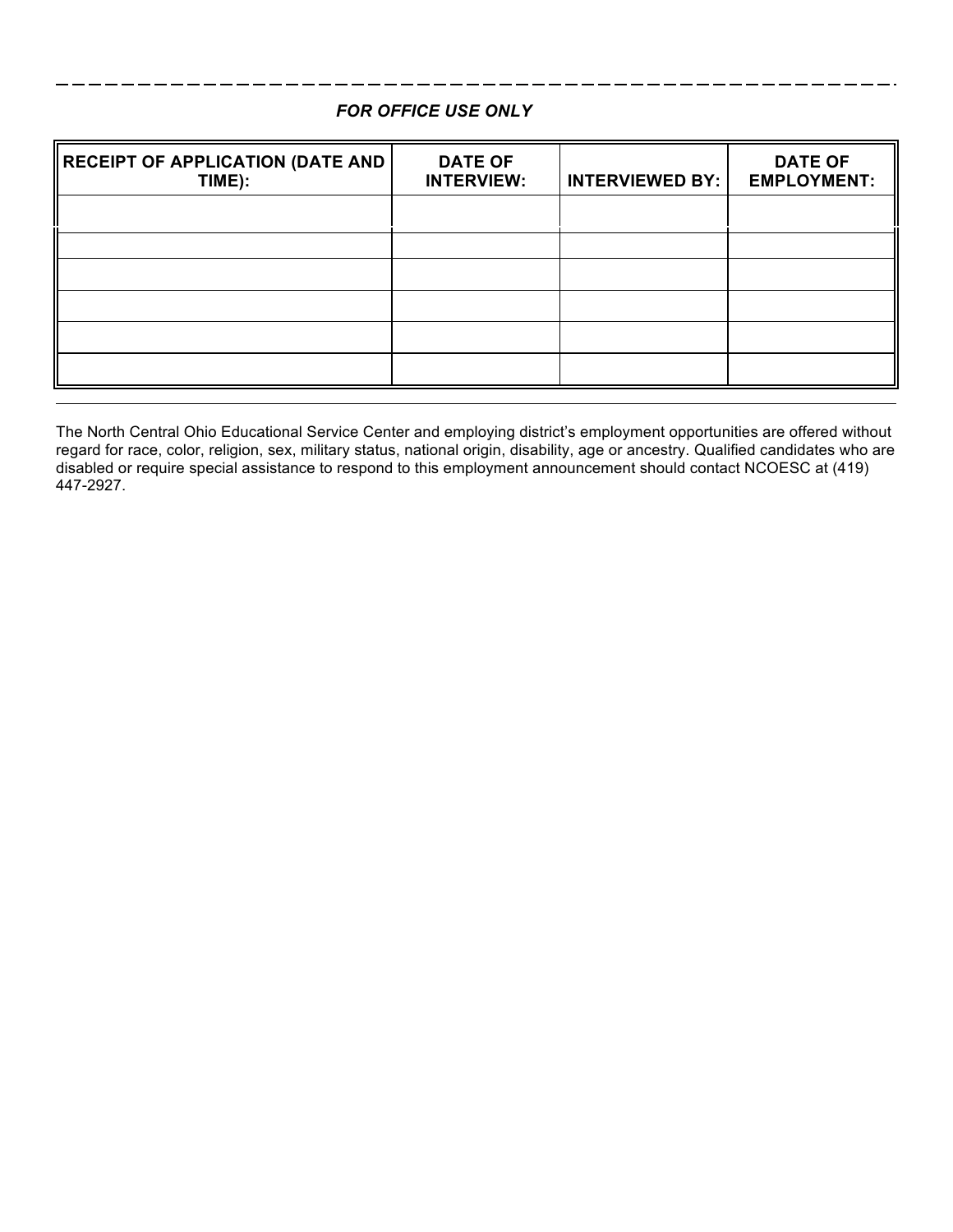*FOR OFFICE USE ONLY*

| RECEIPT OF APPLICATION (DATE AND TIME): | DATE OF INTERVIEW: | INTERVIEWED BY: | DATE OF EMPLOYMENT: |
|---|---|---|---|
| | | | |
| | | | |
| | | | |
| | | | |
| | | | |
| | | | |

The North Central Ohio Educational Service Center and employing district's employment opportunities are offered without regard for race, color, religion, sex, military status, national origin, disability, age or ancestry. Qualified candidates who are disabled or require special assistance to respond to this employment announcement should contact NCOESC at (419) 447-2927.